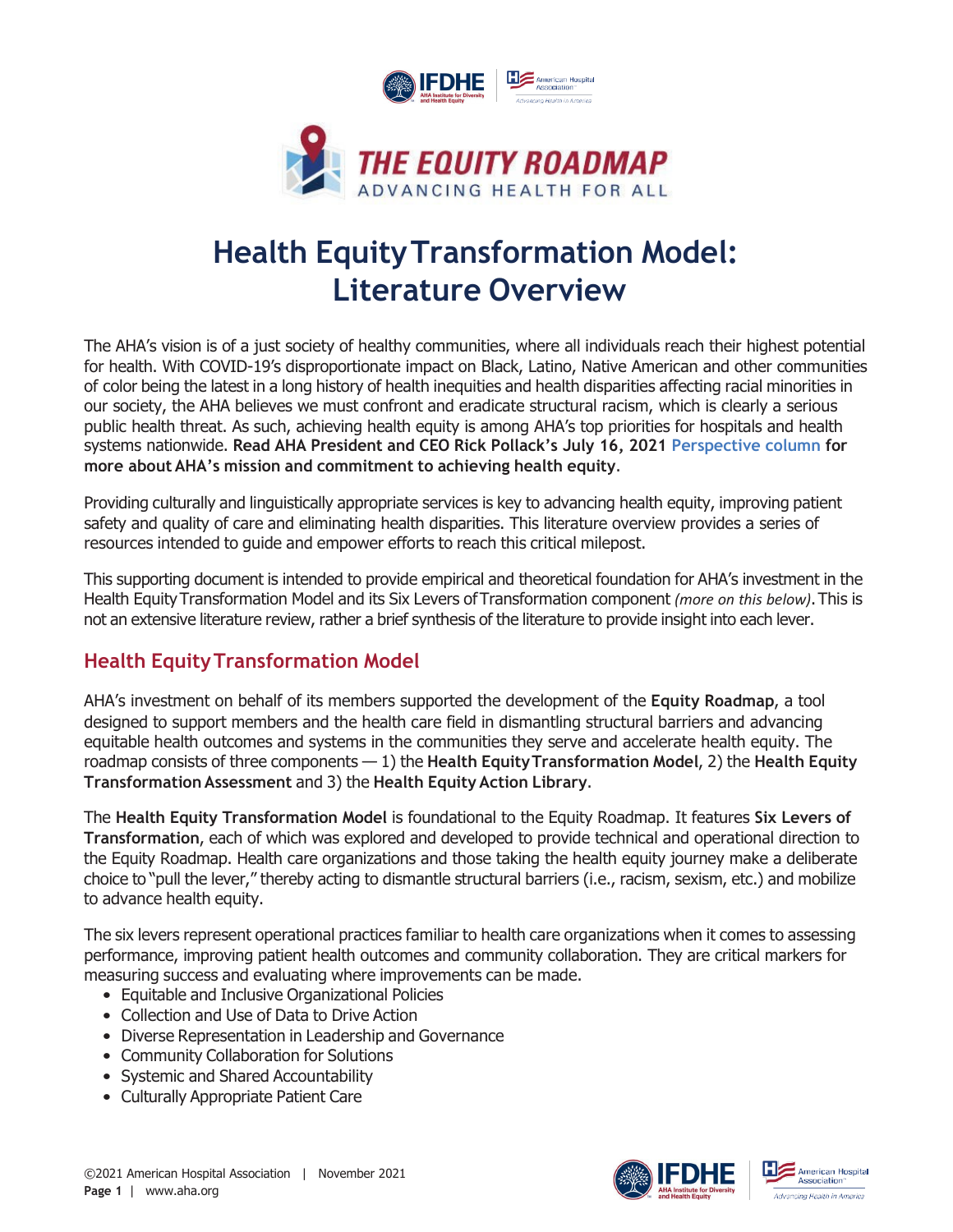# THE EQUITY ROADMAP

ADVANCING HEALTH FOR ALL

# Health Equity Transformation Model: Literature Overview

The AHA's vision is of a just society of healthy communities, where all individuals reach their highest potential for health. With COVID-19's disproportionate impact on Black, Latino, Native American and other communities of color being the latest in a long history of health inequities and health disparities affecting racial minorities in our society, the AHA believes we must confront and eradicate structural racism, which is clearly a serious public health threat. As such, achieving health equity is among AHA's top priorities for hospitals and health systems nationwide. **Read AHA President and CEO Rick Pollack's July 16, 2021 Perspective column for more about AHA's mission and commitment to achieving health equity.**

Providing culturally and linguistically appropriate services is key to advancing health equity, improving patient safety and quality of care and eliminating health disparities. This literature overview provides a series of resources intended to guide and empower efforts to reach this critical milepost.

This supporting document is intended to provide empirical and theoretical foundation for AHA's investment in the Health Equity Transformation Model and its Six Levers of Transformation component *(more on this below)*. This is not an extensive literature review, rather a brief synthesis of the literature to provide insight into each lever.

## Health Equity Transformation Model

AHA's investment on behalf of its members supported the development of the **Equity Roadmap**, a tool designed to support members and the health care field in dismantling structural barriers and advancing equitable health outcomes and systems in the communities they serve and accelerate health equity. The roadmap consists of three components — 1) the **Health Equity Transformation Model**, 2) the **Health Equity Transformation Assessment** and 3) the **Health Equity Action Library**.

The **Health Equity Transformation Model** is foundational to the Equity Roadmap. It features **Six Levers of Transformation**, each of which was explored and developed to provide technical and operational direction to the Equity Roadmap. Health care organizations and those taking the health equity journey make a deliberate choice to "pull the lever," thereby acting to dismantle structural barriers (i.e., racism, sexism, etc.) and mobilize to advance health equity.

The six levers represent operational practices familiar to health care organizations when it comes to assessing performance, improving patient health outcomes and community collaboration. They are critical markers for measuring success and evaluating where improvements can be made.

- Equitable and Inclusive Organizational Policies
- Collection and Use of Data to Drive Action
- Diverse Representation in Leadership and Governance
- Community Collaboration for Solutions
- Systemic and Shared Accountability
- Culturally Appropriate Patient Care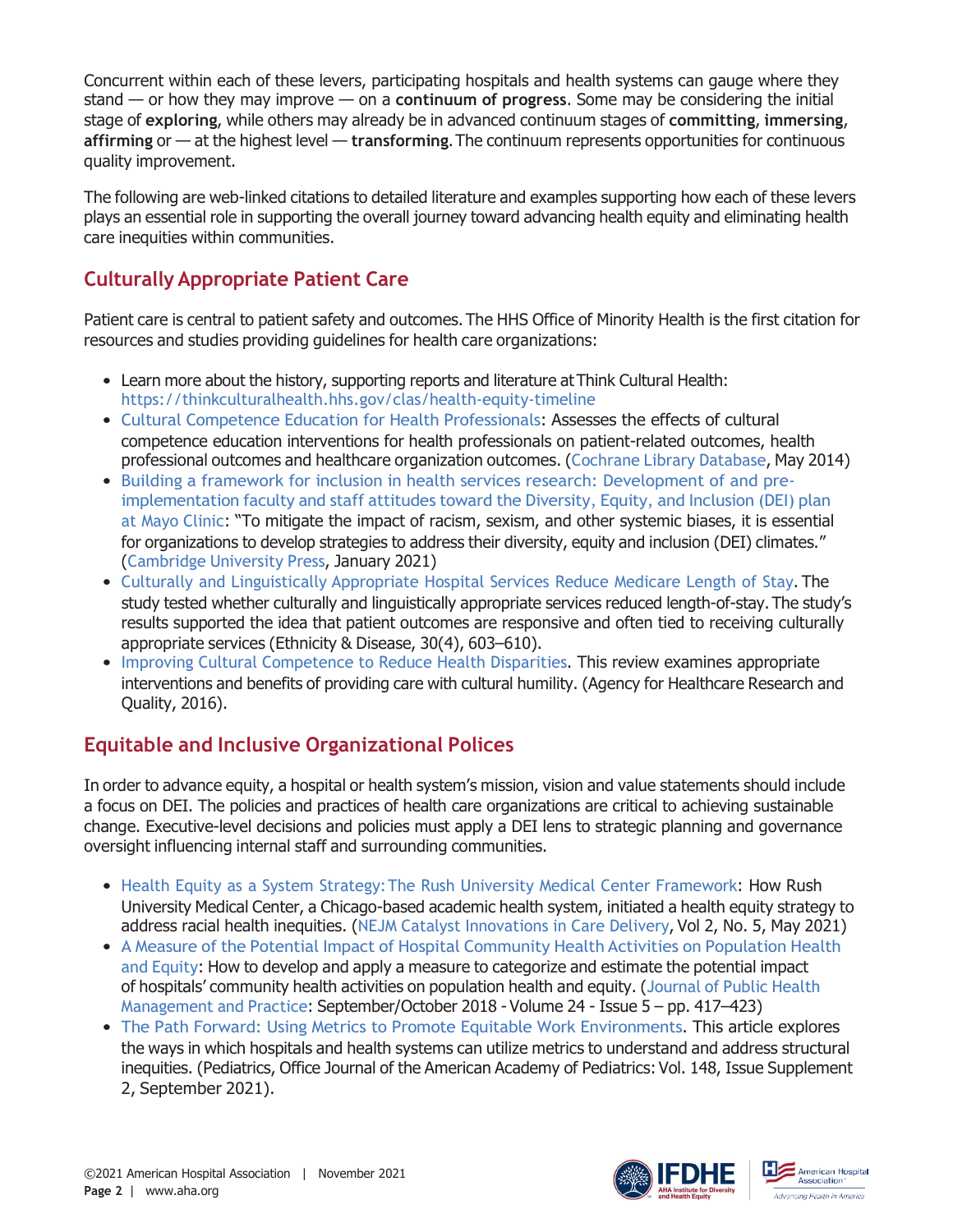Concurrent within each of these levers, participating hospitals and health systems can gauge where they stand — or how they may improve — on a **continuum of progress**. Some may be considering the initial stage of **exploring**, while others may already be in advanced continuum stages of **committing**, **immersing**, **affirming** or — at the highest level — **transforming**. The continuum represents opportunities for continuous quality improvement.

The following are web-linked citations to detailed literature and examples supporting how each of these levers plays an essential role in supporting the overall journey toward advancing health equity and eliminating health care inequities within communities.

## Culturally Appropriate Patient Care

Patient care is central to patient safety and outcomes. The HHS Office of Minority Health is the first citation for resources and studies providing guidelines for health care organizations:

- Learn more about the history, supporting reports and literature at Think Cultural Health: https://thinkculturalhealth.hhs.gov/clas/health-equity-timeline
- Cultural Competence Education for Health Professionals: Assesses the effects of cultural competence education interventions for health professionals on patient-related outcomes, health professional outcomes and healthcare organization outcomes. (Cochrane Library Database, May 2014)
- Building a framework for inclusion in health services research: Development of and pre-implementation faculty and staff attitudes toward the Diversity, Equity, and Inclusion (DEI) plan at Mayo Clinic: "To mitigate the impact of racism, sexism, and other systemic biases, it is essential for organizations to develop strategies to address their diversity, equity and inclusion (DEI) climates." (Cambridge University Press, January 2021)
- Culturally and Linguistically Appropriate Hospital Services Reduce Medicare Length of Stay. The study tested whether culturally and linguistically appropriate services reduced length-of-stay. The study's results supported the idea that patient outcomes are responsive and often tied to receiving culturally appropriate services (Ethnicity & Disease, 30(4), 603–610).
- Improving Cultural Competence to Reduce Health Disparities. This review examines appropriate interventions and benefits of providing care with cultural humility. (Agency for Healthcare Research and Quality, 2016).

## Equitable and Inclusive Organizational Polices

In order to advance equity, a hospital or health system's mission, vision and value statements should include a focus on DEI. The policies and practices of health care organizations are critical to achieving sustainable change. Executive-level decisions and policies must apply a DEI lens to strategic planning and governance oversight influencing internal staff and surrounding communities.

- Health Equity as a System Strategy: The Rush University Medical Center Framework: How Rush University Medical Center, a Chicago-based academic health system, initiated a health equity strategy to address racial health inequities. (NEJM Catalyst Innovations in Care Delivery, Vol 2, No. 5, May 2021)
- A Measure of the Potential Impact of Hospital Community Health Activities on Population Health and Equity: How to develop and apply a measure to categorize and estimate the potential impact of hospitals' community health activities on population health and equity. (Journal of Public Health Management and Practice: September/October 2018 - Volume 24 - Issue 5 – pp. 417–423)
- The Path Forward: Using Metrics to Promote Equitable Work Environments. This article explores the ways in which hospitals and health systems can utilize metrics to understand and address structural inequities. (Pediatrics, Office Journal of the American Academy of Pediatrics: Vol. 148, Issue Supplement 2, September 2021).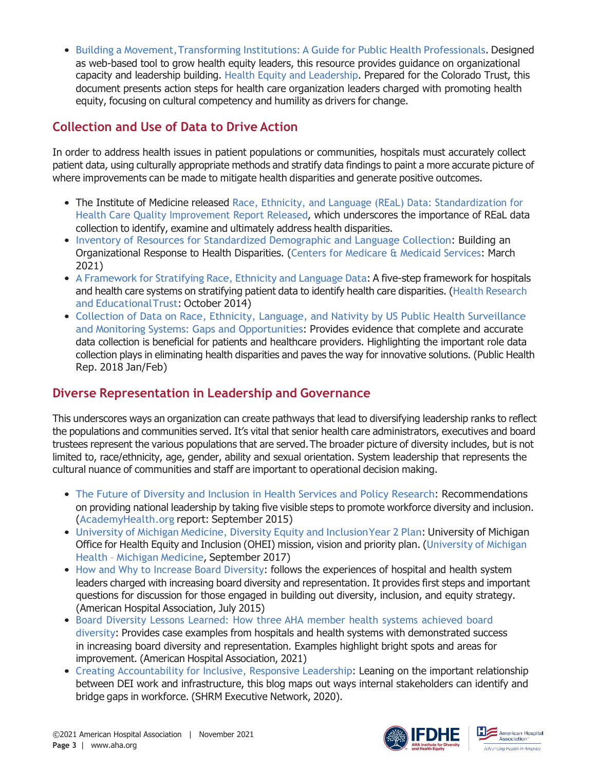- Building a Movement, Transforming Institutions: A Guide for Public Health Professionals. Designed as web-based tool to grow health equity leaders, this resource provides guidance on organizational capacity and leadership building. Health Equity and Leadership. Prepared for the Colorado Trust, this document presents action steps for health care organization leaders charged with promoting health equity, focusing on cultural competency and humility as drivers for change.

## Collection and Use of Data to Drive Action

In order to address health issues in patient populations or communities, hospitals must accurately collect patient data, using culturally appropriate methods and stratify data findings to paint a more accurate picture of where improvements can be made to mitigate health disparities and generate positive outcomes.

- The Institute of Medicine released Race, Ethnicity, and Language (REaL) Data: Standardization for Health Care Quality Improvement Report Released, which underscores the importance of REaL data collection to identify, examine and ultimately address health disparities.
- Inventory of Resources for Standardized Demographic and Language Collection: Building an Organizational Response to Health Disparities. (Centers for Medicare & Medicaid Services: March 2021)
- A Framework for Stratifying Race, Ethnicity and Language Data: A five-step framework for hospitals and health care systems on stratifying patient data to identify health care disparities. (Health Research and Educational Trust: October 2014)
- Collection of Data on Race, Ethnicity, Language, and Nativity by US Public Health Surveillance and Monitoring Systems: Gaps and Opportunities: Provides evidence that complete and accurate data collection is beneficial for patients and healthcare providers. Highlighting the important role data collection plays in eliminating health disparities and paves the way for innovative solutions. (Public Health Rep. 2018 Jan/Feb)

## Diverse Representation in Leadership and Governance

This underscores ways an organization can create pathways that lead to diversifying leadership ranks to reflect the populations and communities served. It's vital that senior health care administrators, executives and board trustees represent the various populations that are served. The broader picture of diversity includes, but is not limited to, race/ethnicity, age, gender, ability and sexual orientation. System leadership that represents the cultural nuance of communities and staff are important to operational decision making.

- The Future of Diversity and Inclusion in Health Services and Policy Research: Recommendations on providing national leadership by taking five visible steps to promote workforce diversity and inclusion. (AcademyHealth.org report: September 2015)
- University of Michigan Medicine, Diversity Equity and Inclusion Year 2 Plan: University of Michigan Office for Health Equity and Inclusion (OHEI) mission, vision and priority plan. (University of Michigan Health – Michigan Medicine, September 2017)
- How and Why to Increase Board Diversity: follows the experiences of hospital and health system leaders charged with increasing board diversity and representation. It provides first steps and important questions for discussion for those engaged in building out diversity, inclusion, and equity strategy. (American Hospital Association, July 2015)
- Board Diversity Lessons Learned: How three AHA member health systems achieved board diversity: Provides case examples from hospitals and health systems with demonstrated success in increasing board diversity and representation. Examples highlight bright spots and areas for improvement. (American Hospital Association, 2021)
- Creating Accountability for Inclusive, Responsive Leadership: Leaning on the important relationship between DEI work and infrastructure, this blog maps out ways internal stakeholders can identify and bridge gaps in workforce. (SHRM Executive Network, 2020).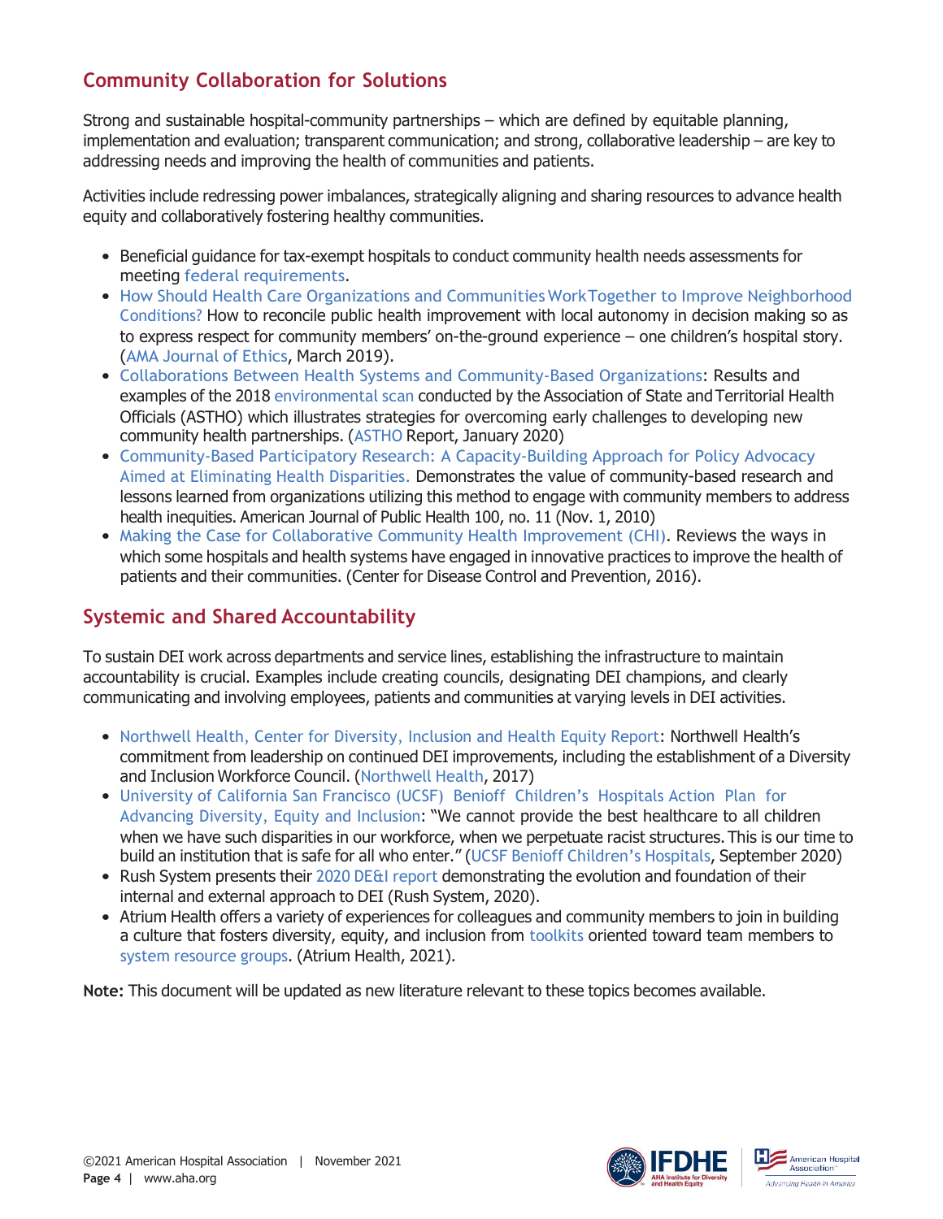## Community Collaboration for Solutions

Strong and sustainable hospital-community partnerships – which are defined by equitable planning, implementation and evaluation; transparent communication; and strong, collaborative leadership – are key to addressing needs and improving the health of communities and patients.

Activities include redressing power imbalances, strategically aligning and sharing resources to advance health equity and collaboratively fostering healthy communities.

- Beneficial guidance for tax-exempt hospitals to conduct community health needs assessments for meeting federal requirements.
- How Should Health Care Organizations and Communities Work Together to Improve Neighborhood Conditions? How to reconcile public health improvement with local autonomy in decision making so as to express respect for community members' on-the-ground experience – one children's hospital story. (AMA Journal of Ethics, March 2019).
- Collaborations Between Health Systems and Community-Based Organizations: Results and examples of the 2018 environmental scan conducted by the Association of State and Territorial Health Officials (ASTHO) which illustrates strategies for overcoming early challenges to developing new community health partnerships. (ASTHO Report, January 2020)
- Community-Based Participatory Research: A Capacity-Building Approach for Policy Advocacy Aimed at Eliminating Health Disparities. Demonstrates the value of community-based research and lessons learned from organizations utilizing this method to engage with community members to address health inequities. American Journal of Public Health 100, no. 11 (Nov. 1, 2010)
- Making the Case for Collaborative Community Health Improvement (CHI). Reviews the ways in which some hospitals and health systems have engaged in innovative practices to improve the health of patients and their communities. (Center for Disease Control and Prevention, 2016).

## Systemic and Shared Accountability

To sustain DEI work across departments and service lines, establishing the infrastructure to maintain accountability is crucial. Examples include creating councils, designating DEI champions, and clearly communicating and involving employees, patients and communities at varying levels in DEI activities.

- Northwell Health, Center for Diversity, Inclusion and Health Equity Report: Northwell Health's commitment from leadership on continued DEI improvements, including the establishment of a Diversity and Inclusion Workforce Council. (Northwell Health, 2017)
- University of California San Francisco (UCSF) Benioff Children's Hospitals Action Plan for Advancing Diversity, Equity and Inclusion: "We cannot provide the best healthcare to all children when we have such disparities in our workforce, when we perpetuate racist structures. This is our time to build an institution that is safe for all who enter." (UCSF Benioff Children's Hospitals, September 2020)
- Rush System presents their 2020 DE&I report demonstrating the evolution and foundation of their internal and external approach to DEI (Rush System, 2020).
- Atrium Health offers a variety of experiences for colleagues and community members to join in building a culture that fosters diversity, equity, and inclusion from toolkits oriented toward team members to system resource groups. (Atrium Health, 2021).

**Note:** This document will be updated as new literature relevant to these topics becomes available.

©2021 American Hospital Association | November 2021